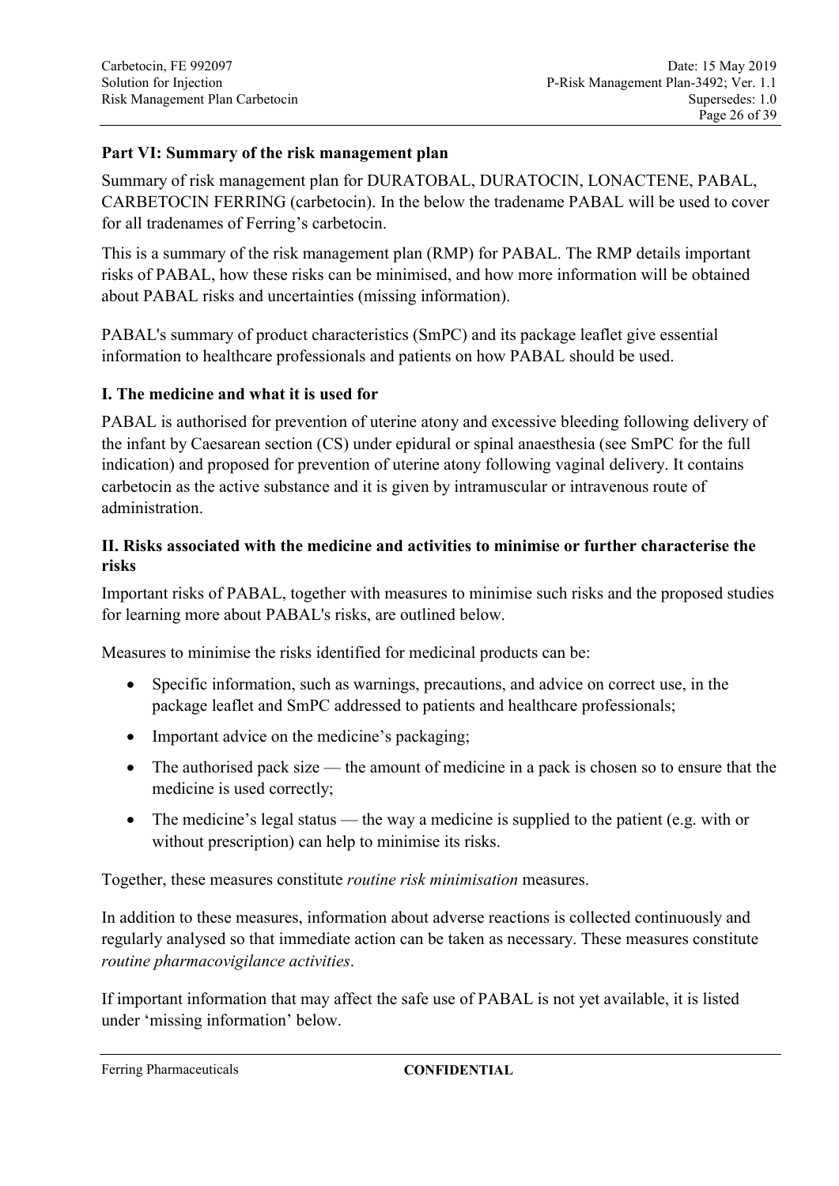## Part VI: Summary of the risk management plan

Summary of risk management plan for DURATOBAL, DURATOCIN, LONACTENE, PABAL, CARBETOCIN FERRING (carbetocin). In the below the tradename PABAL will be used to cover for all tradenames of Ferring's carbetocin.

This is a summary of the risk management plan (RMP) for PABAL. The RMP details important risks of PABAL, how these risks can be minimised, and how more information will be obtained about PABAL risks and uncertainties (missing information).

PABAL's summary of product characteristics (SmPC) and its package leaflet give essential information to healthcare professionals and patients on how PABAL should be used.

### I. The medicine and what it is used for

PABAL is authorised for prevention of uterine atony and excessive bleeding following delivery of the infant by Caesarean section (CS) under epidural or spinal anaesthesia (see SmPC for the full indication) and proposed for prevention of uterine atony following vaginal delivery. It contains carbetocin as the active substance and it is given by intramuscular or intravenous route of administration.

### II. Risks associated with the medicine and activities to minimise or further characterise the risks

Important risks of PABAL, together with measures to minimise such risks and the proposed studies for learning more about PABAL's risks, are outlined below.

Measures to minimise the risks identified for medicinal products can be:

- Specific information, such as warnings, precautions, and advice on correct use, in the package leaflet and SmPC addressed to patients and healthcare professionals;
- Important advice on the medicine's packaging;
- The authorised pack size — the amount of medicine in a pack is chosen so to ensure that the medicine is used correctly;
- The medicine's legal status — the way a medicine is supplied to the patient (e.g. with or without prescription) can help to minimise its risks.

Together, these measures constitute *routine risk minimisation* measures.

In addition to these measures, information about adverse reactions is collected continuously and regularly analysed so that immediate action can be taken as necessary. These measures constitute *routine pharmacovigilance activities*.

If important information that may affect the safe use of PABAL is not yet available, it is listed under 'missing information' below.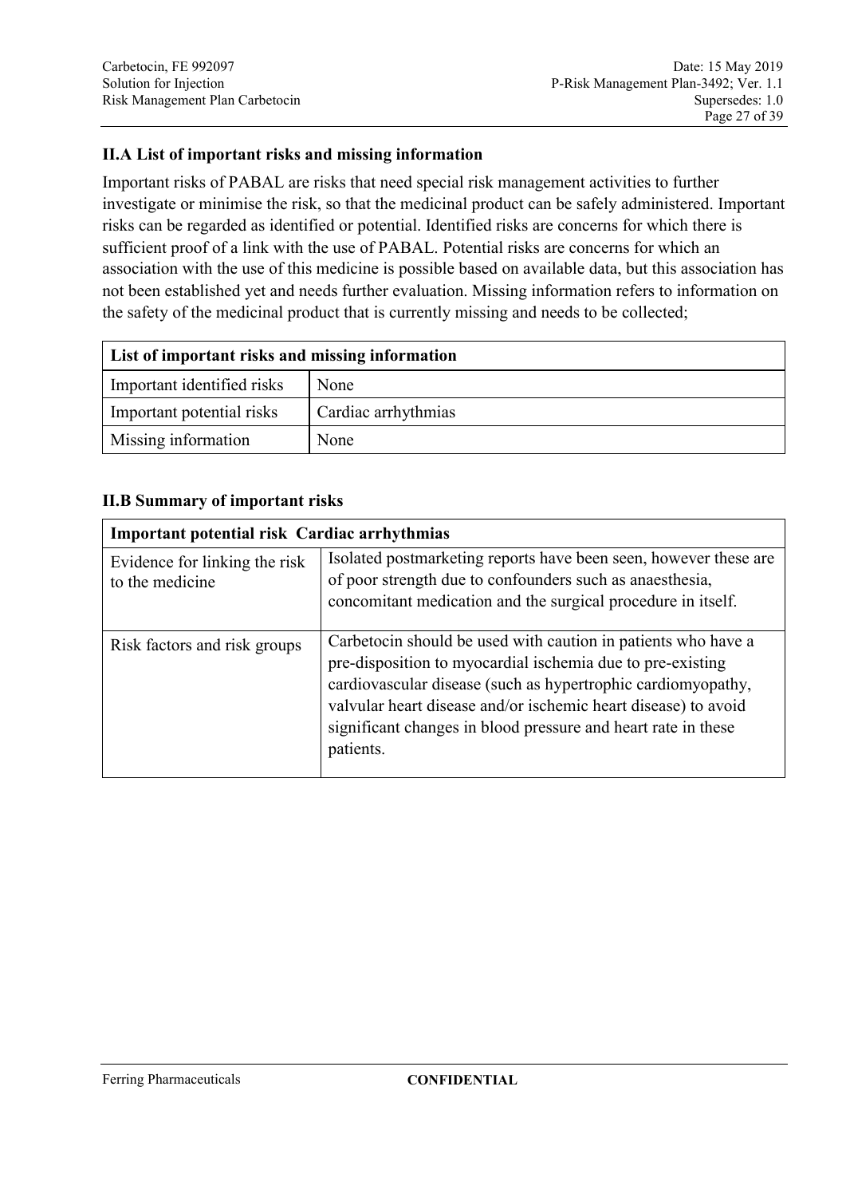## II.A List of important risks and missing information

Important risks of PABAL are risks that need special risk management activities to further investigate or minimise the risk, so that the medicinal product can be safely administered. Important risks can be regarded as identified or potential. Identified risks are concerns for which there is sufficient proof of a link with the use of PABAL. Potential risks are concerns for which an association with the use of this medicine is possible based on available data, but this association has not been established yet and needs further evaluation. Missing information refers to information on the safety of the medicinal product that is currently missing and needs to be collected;

| List of important risks and missing information | |
|---|---|
| Important identified risks | None |
| Important potential risks | Cardiac arrhythmias |
| Missing information | None |

## II.B Summary of important risks

| Important potential risk Cardiac arrhythmias | |
|---|---|
| Evidence for linking the risk to the medicine | Isolated postmarketing reports have been seen, however these are of poor strength due to confounders such as anaesthesia, concomitant medication and the surgical procedure in itself. |
| Risk factors and risk groups | Carbetocin should be used with caution in patients who have a pre-disposition to myocardial ischemia due to pre-existing cardiovascular disease (such as hypertrophic cardiomyopathy, valvular heart disease and/or ischemic heart disease) to avoid significant changes in blood pressure and heart rate in these patients. |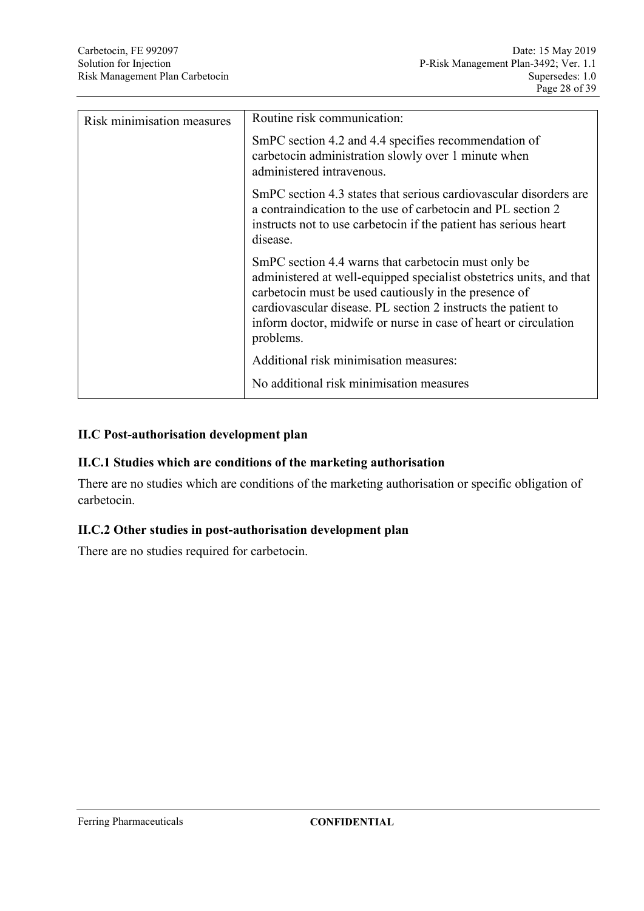| | |
|---|---|
| Risk minimisation measures | Routine risk communication:<br><br>SmPC section 4.2 and 4.4 specifies recommendation of carbetocin administration slowly over 1 minute when administered intravenous.<br><br>SmPC section 4.3 states that serious cardiovascular disorders are a contraindication to the use of carbetocin and PL section 2 instructs not to use carbetocin if the patient has serious heart disease.<br><br>SmPC section 4.4 warns that carbetocin must only be administered at well-equipped specialist obstetrics units, and that carbetocin must be used cautiously in the presence of cardiovascular disease. PL section 2 instructs the patient to inform doctor, midwife or nurse in case of heart or circulation problems.<br><br>Additional risk minimisation measures:<br><br>No additional risk minimisation measures |

## II.C Post-authorisation development plan

### II.C.1 Studies which are conditions of the marketing authorisation

There are no studies which are conditions of the marketing authorisation or specific obligation of carbetocin.

### II.C.2 Other studies in post-authorisation development plan

There are no studies required for carbetocin.